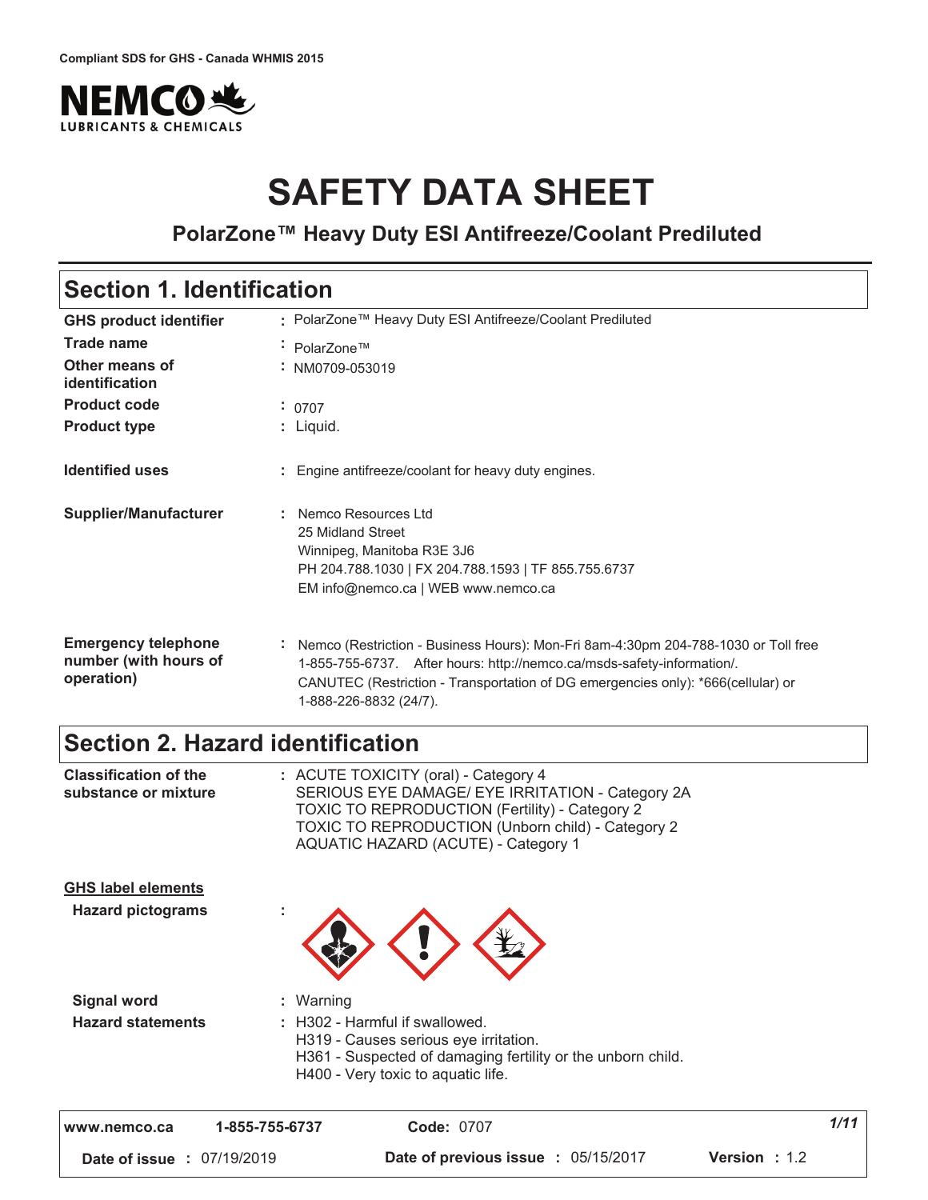Compliant SDS for GHS - Canada WHMIS 2015

NEMCO LUBRICANTS & CHEMICALS

# SAFETY DATA SHEET

**PolarZone™ Heavy Duty ESI Antifreeze/Coolant Prediluted**

## Section 1. Identification

| | |
|---|---|
| **GHS product identifier** | : PolarZone™ Heavy Duty ESI Antifreeze/Coolant Prediluted |
| **Trade name** | : PolarZone™ |
| **Other means of identification** | : NM0709-053019 |
| **Product code** | : 0707 |
| **Product type** | : Liquid. |
| **Identified uses** | : Engine antifreeze/coolant for heavy duty engines. |
| **Supplier/Manufacturer** | : Nemco Resources Ltd<br>25 Midland Street<br>Winnipeg, Manitoba R3E 3J6<br>PH 204.788.1030 \| FX 204.788.1593 \| TF 855.755.6737<br>EM info@nemco.ca \| WEB www.nemco.ca |
| **Emergency telephone number (with hours of operation)** | : Nemco (Restriction - Business Hours): Mon-Fri 8am-4:30pm 204-788-1030 or Toll free 1-855-755-6737. After hours: http://nemco.ca/msds-safety-information/.<br>CANUTEC (Restriction - Transportation of DG emergencies only): *666(cellular) or 1-888-226-8832 (24/7). |

## Section 2. Hazard identification

| | |
|---|---|
| **Classification of the substance or mixture** | : ACUTE TOXICITY (oral) - Category 4<br>SERIOUS EYE DAMAGE/ EYE IRRITATION - Category 2A<br>TOXIC TO REPRODUCTION (Fertility) - Category 2<br>TOXIC TO REPRODUCTION (Unborn child) - Category 2<br>AQUATIC HAZARD (ACUTE) - Category 1 |

**GHS label elements**

| | |
|---|---|
| **Hazard pictograms** | : |
| **Signal word** | : Warning |
| **Hazard statements** | : H302 - Harmful if swallowed.<br>H319 - Causes serious eye irritation.<br>H361 - Suspected of damaging fertility or the unborn child.<br>H400 - Very toxic to aquatic life. |

| | | | |
|---|---|---|---|
| www.nemco.ca | 1-855-755-6737 | **Code:** 0707 | |
| **Date of issue** : 07/19/2019 | | **Date of previous issue** : 05/15/2017 | **Version** : 1.2 |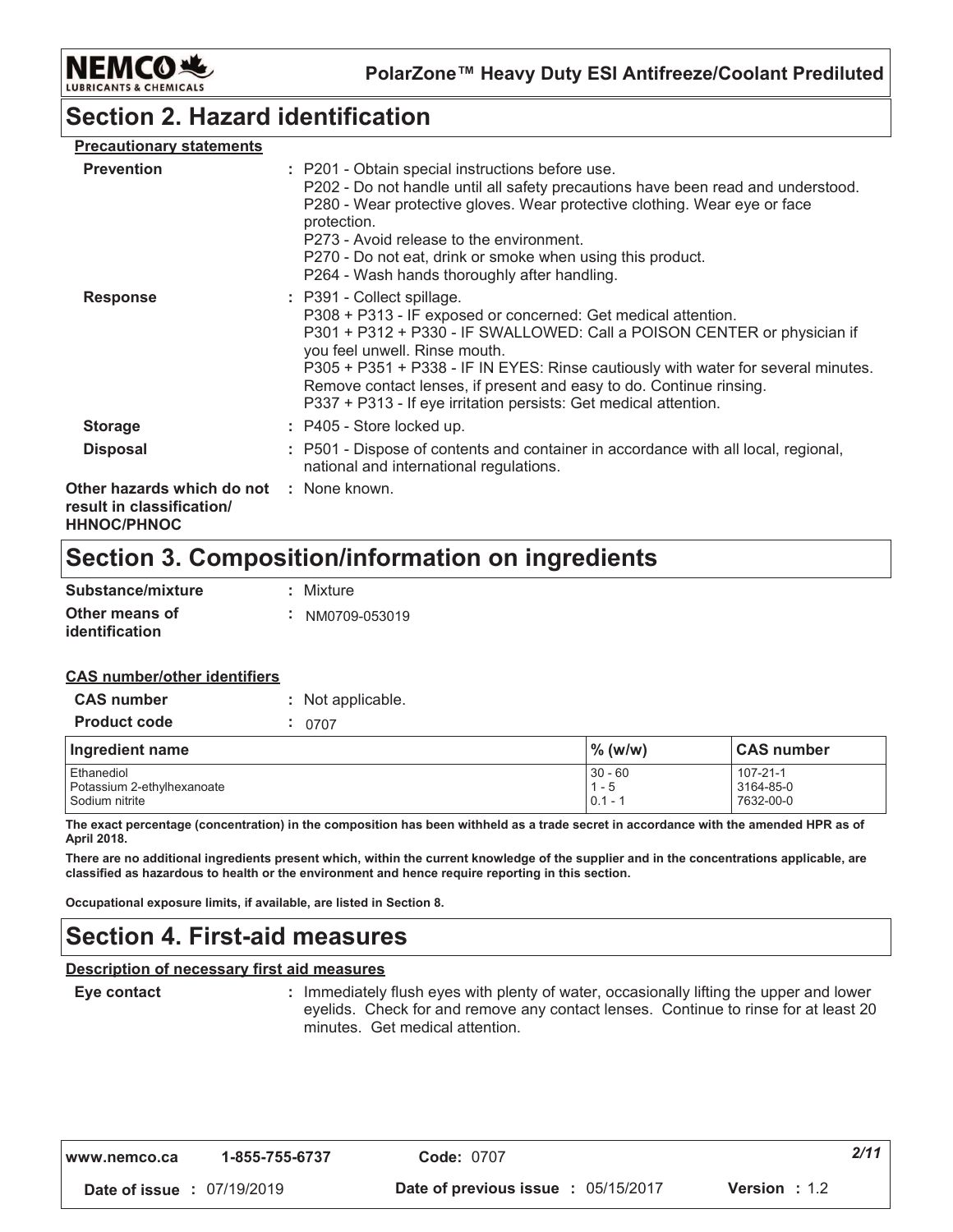## Section 2. Hazard identification

**Precautionary statements**

| | |
|---|---|
| **Prevention** | : P201 - Obtain special instructions before use.<br>P202 - Do not handle until all safety precautions have been read and understood.<br>P280 - Wear protective gloves. Wear protective clothing. Wear eye or face protection.<br>P273 - Avoid release to the environment.<br>P270 - Do not eat, drink or smoke when using this product.<br>P264 - Wash hands thoroughly after handling. |
| **Response** | : P391 - Collect spillage.<br>P308 + P313 - IF exposed or concerned: Get medical attention.<br>P301 + P312 + P330 - IF SWALLOWED: Call a POISON CENTER or physician if you feel unwell. Rinse mouth.<br>P305 + P351 + P338 - IF IN EYES: Rinse cautiously with water for several minutes. Remove contact lenses, if present and easy to do. Continue rinsing.<br>P337 + P313 - If eye irritation persists: Get medical attention. |
| **Storage** | : P405 - Store locked up. |
| **Disposal** | : P501 - Dispose of contents and container in accordance with all local, regional, national and international regulations. |
| **Other hazards which do not result in classification/ HHNOC/PHNOC** | : None known. |

## Section 3. Composition/information on ingredients

**Substance/mixture** : Mixture

**Other means of identification** : NM0709-053019

**CAS number/other identifiers**

**CAS number** : Not applicable.

**Product code** : 0707

| Ingredient name | % (w/w) | CAS number |
|---|---|---|
| Ethanediol | 30 - 60 | 107-21-1 |
| Potassium 2-ethylhexanoate | 1 - 5 | 3164-85-0 |
| Sodium nitrite | 0.1 - 1 | 7632-00-0 |

**The exact percentage (concentration) in the composition has been withheld as a trade secret in accordance with the amended HPR as of April 2018.**

**There are no additional ingredients present which, within the current knowledge of the supplier and in the concentrations applicable, are classified as hazardous to health or the environment and hence require reporting in this section.**

**Occupational exposure limits, if available, are listed in Section 8.**

## Section 4. First-aid measures

**Description of necessary first aid measures**

**Eye contact** : Immediately flush eyes with plenty of water, occasionally lifting the upper and lower eyelids. Check for and remove any contact lenses. Continue to rinse for at least 20 minutes. Get medical attention.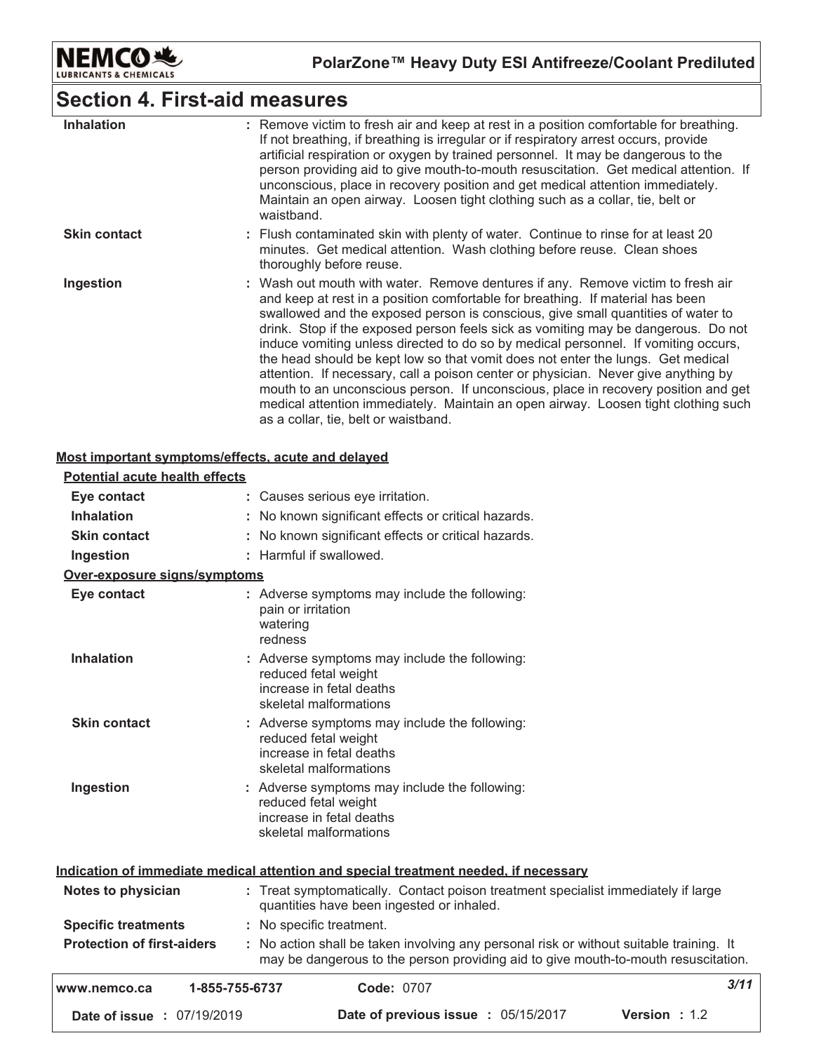## Section 4. First-aid measures

| | |
|---|---|
| **Inhalation** | : Remove victim to fresh air and keep at rest in a position comfortable for breathing. If not breathing, if breathing is irregular or if respiratory arrest occurs, provide artificial respiration or oxygen by trained personnel. It may be dangerous to the person providing aid to give mouth-to-mouth resuscitation. Get medical attention. If unconscious, place in recovery position and get medical attention immediately. Maintain an open airway. Loosen tight clothing such as a collar, tie, belt or waistband. |
| **Skin contact** | : Flush contaminated skin with plenty of water. Continue to rinse for at least 20 minutes. Get medical attention. Wash clothing before reuse. Clean shoes thoroughly before reuse. |
| **Ingestion** | : Wash out mouth with water. Remove dentures if any. Remove victim to fresh air and keep at rest in a position comfortable for breathing. If material has been swallowed and the exposed person is conscious, give small quantities of water to drink. Stop if the exposed person feels sick as vomiting may be dangerous. Do not induce vomiting unless directed to do so by medical personnel. If vomiting occurs, the head should be kept low so that vomit does not enter the lungs. Get medical attention. If necessary, call a poison center or physician. Never give anything by mouth to an unconscious person. If unconscious, place in recovery position and get medical attention immediately. Maintain an open airway. Loosen tight clothing such as a collar, tie, belt or waistband. |

### Most important symptoms/effects, acute and delayed

**Potential acute health effects**

| | |
|---|---|
| **Eye contact** | : Causes serious eye irritation. |
| **Inhalation** | : No known significant effects or critical hazards. |
| **Skin contact** | : No known significant effects or critical hazards. |
| **Ingestion** | : Harmful if swallowed. |

**Over-exposure signs/symptoms**

| | |
|---|---|
| **Eye contact** | : Adverse symptoms may include the following:<br>pain or irritation<br>watering<br>redness |
| **Inhalation** | : Adverse symptoms may include the following:<br>reduced fetal weight<br>increase in fetal deaths<br>skeletal malformations |
| **Skin contact** | : Adverse symptoms may include the following:<br>reduced fetal weight<br>increase in fetal deaths<br>skeletal malformations |
| **Ingestion** | : Adverse symptoms may include the following:<br>reduced fetal weight<br>increase in fetal deaths<br>skeletal malformations |

### Indication of immediate medical attention and special treatment needed, if necessary

| | |
|---|---|
| **Notes to physician** | : Treat symptomatically. Contact poison treatment specialist immediately if large quantities have been ingested or inhaled. |
| **Specific treatments** | : No specific treatment. |
| **Protection of first-aiders** | : No action shall be taken involving any personal risk or without suitable training. It may be dangerous to the person providing aid to give mouth-to-mouth resuscitation. |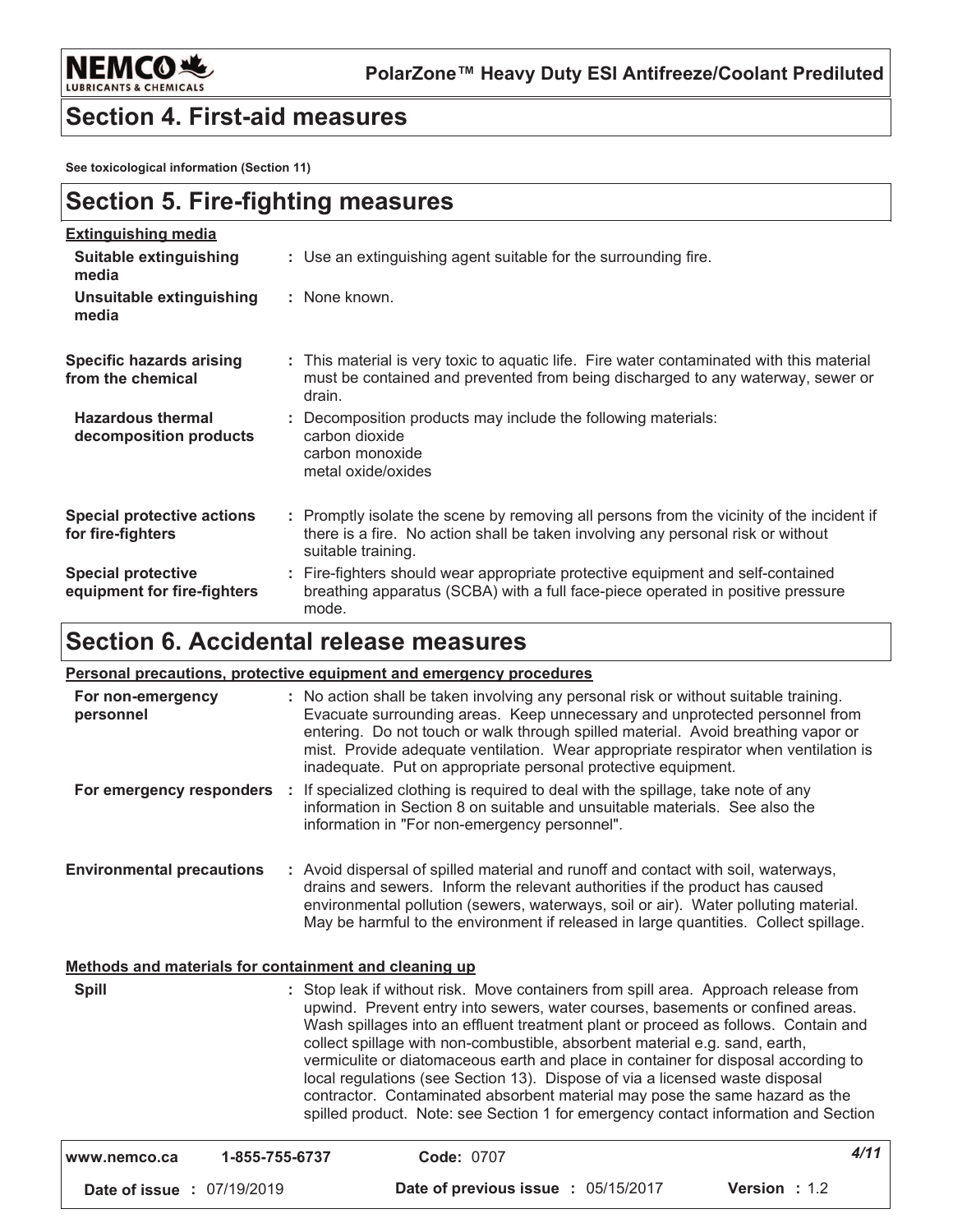## Section 4. First-aid measures

**See toxicological information (Section 11)**

## Section 5. Fire-fighting measures

**Extinguishing media**

| | |
|---|---|
| **Suitable extinguishing media** | : Use an extinguishing agent suitable for the surrounding fire. |
| **Unsuitable extinguishing media** | : None known. |
| **Specific hazards arising from the chemical** | : This material is very toxic to aquatic life. Fire water contaminated with this material must be contained and prevented from being discharged to any waterway, sewer or drain. |
| **Hazardous thermal decomposition products** | : Decomposition products may include the following materials: carbon dioxide carbon monoxide metal oxide/oxides |
| **Special protective actions for fire-fighters** | : Promptly isolate the scene by removing all persons from the vicinity of the incident if there is a fire. No action shall be taken involving any personal risk or without suitable training. |
| **Special protective equipment for fire-fighters** | : Fire-fighters should wear appropriate protective equipment and self-contained breathing apparatus (SCBA) with a full face-piece operated in positive pressure mode. |

## Section 6. Accidental release measures

**Personal precautions, protective equipment and emergency procedures**

| | |
|---|---|
| **For non-emergency personnel** | : No action shall be taken involving any personal risk or without suitable training. Evacuate surrounding areas. Keep unnecessary and unprotected personnel from entering. Do not touch or walk through spilled material. Avoid breathing vapor or mist. Provide adequate ventilation. Wear appropriate respirator when ventilation is inadequate. Put on appropriate personal protective equipment. |
| **For emergency responders** | : If specialized clothing is required to deal with the spillage, take note of any information in Section 8 on suitable and unsuitable materials. See also the information in "For non-emergency personnel". |
| **Environmental precautions** | : Avoid dispersal of spilled material and runoff and contact with soil, waterways, drains and sewers. Inform the relevant authorities if the product has caused environmental pollution (sewers, waterways, soil or air). Water polluting material. May be harmful to the environment if released in large quantities. Collect spillage. |

**Methods and materials for containment and cleaning up**

| | |
|---|---|
| **Spill** | : Stop leak if without risk. Move containers from spill area. Approach release from upwind. Prevent entry into sewers, water courses, basements or confined areas. Wash spillages into an effluent treatment plant or proceed as follows. Contain and collect spillage with non-combustible, absorbent material e.g. sand, earth, vermiculite or diatomaceous earth and place in container for disposal according to local regulations (see Section 13). Dispose of via a licensed waste disposal contractor. Contaminated absorbent material may pose the same hazard as the spilled product. Note: see Section 1 for emergency contact information and Section |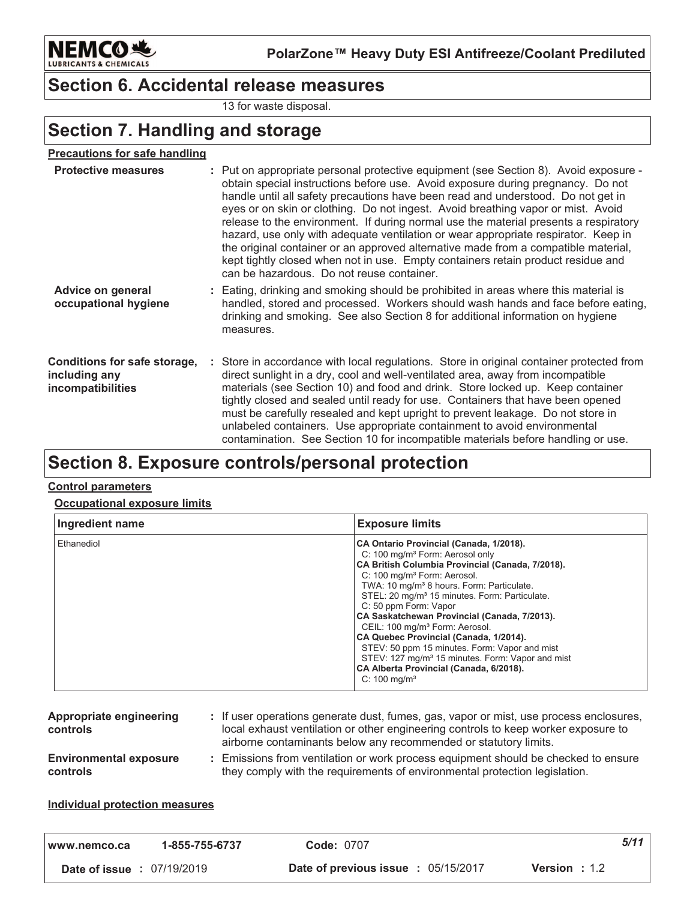## Section 6. Accidental release measures

13 for waste disposal.

## Section 7. Handling and storage

**Precautions for safe handling**

**Protective measures** : Put on appropriate personal protective equipment (see Section 8). Avoid exposure - obtain special instructions before use. Avoid exposure during pregnancy. Do not handle until all safety precautions have been read and understood. Do not get in eyes or on skin or clothing. Do not ingest. Avoid breathing vapor or mist. Avoid release to the environment. If during normal use the material presents a respiratory hazard, use only with adequate ventilation or wear appropriate respirator. Keep in the original container or an approved alternative made from a compatible material, kept tightly closed when not in use. Empty containers retain product residue and can be hazardous. Do not reuse container.

**Advice on general occupational hygiene** : Eating, drinking and smoking should be prohibited in areas where this material is handled, stored and processed. Workers should wash hands and face before eating, drinking and smoking. See also Section 8 for additional information on hygiene measures.

**Conditions for safe storage, including any incompatibilities** : Store in accordance with local regulations. Store in original container protected from direct sunlight in a dry, cool and well-ventilated area, away from incompatible materials (see Section 10) and food and drink. Store locked up. Keep container tightly closed and sealed until ready for use. Containers that have been opened must be carefully resealed and kept upright to prevent leakage. Do not store in unlabeled containers. Use appropriate containment to avoid environmental contamination. See Section 10 for incompatible materials before handling or use.

## Section 8. Exposure controls/personal protection

**Control parameters**

**Occupational exposure limits**

| Ingredient name | Exposure limits |
|---|---|
| Ethanediol | **CA Ontario Provincial (Canada, 1/2018).**<br>C: 100 mg/m³ Form: Aerosol only<br>**CA British Columbia Provincial (Canada, 7/2018).**<br>C: 100 mg/m³ Form: Aerosol.<br>TWA: 10 mg/m³ 8 hours. Form: Particulate.<br>STEL: 20 mg/m³ 15 minutes. Form: Particulate.<br>C: 50 ppm Form: Vapor<br>**CA Saskatchewan Provincial (Canada, 7/2013).**<br>CEIL: 100 mg/m³ Form: Aerosol.<br>**CA Quebec Provincial (Canada, 1/2014).**<br>STEV: 50 ppm 15 minutes. Form: Vapor and mist<br>STEV: 127 mg/m³ 15 minutes. Form: Vapor and mist<br>**CA Alberta Provincial (Canada, 6/2018).**<br>C: 100 mg/m³ |

**Appropriate engineering controls** : If user operations generate dust, fumes, gas, vapor or mist, use process enclosures, local exhaust ventilation or other engineering controls to keep worker exposure to airborne contaminants below any recommended or statutory limits.

**Environmental exposure controls** : Emissions from ventilation or work process equipment should be checked to ensure they comply with the requirements of environmental protection legislation.

**Individual protection measures**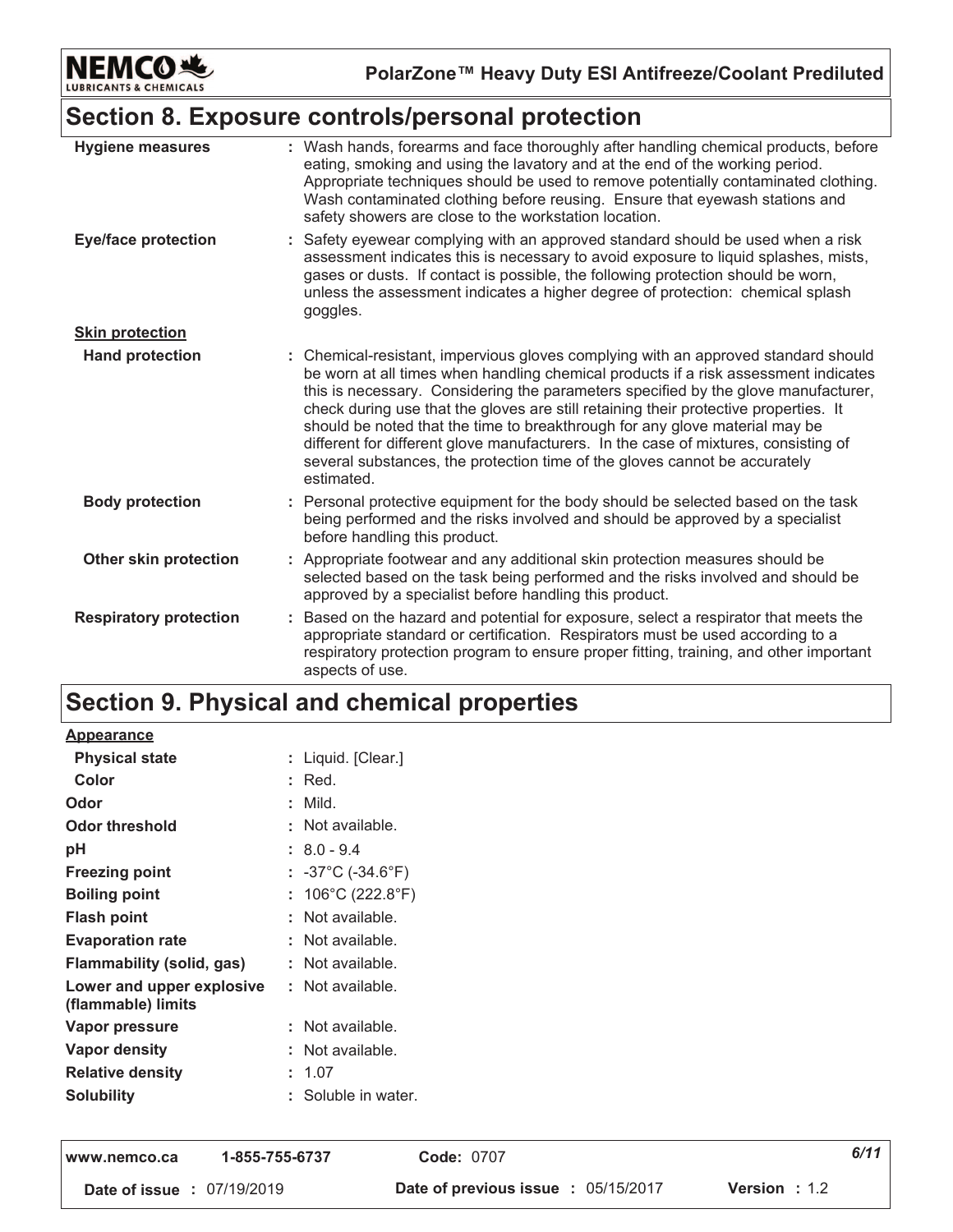## Section 8. Exposure controls/personal protection

| | |
|---|---|
| **Hygiene measures** | : Wash hands, forearms and face thoroughly after handling chemical products, before eating, smoking and using the lavatory and at the end of the working period. Appropriate techniques should be used to remove potentially contaminated clothing. Wash contaminated clothing before reusing. Ensure that eyewash stations and safety showers are close to the workstation location. |
| **Eye/face protection** | : Safety eyewear complying with an approved standard should be used when a risk assessment indicates this is necessary to avoid exposure to liquid splashes, mists, gases or dusts. If contact is possible, the following protection should be worn, unless the assessment indicates a higher degree of protection: chemical splash goggles. |
| **Skin protection** | |
| **Hand protection** | : Chemical-resistant, impervious gloves complying with an approved standard should be worn at all times when handling chemical products if a risk assessment indicates this is necessary. Considering the parameters specified by the glove manufacturer, check during use that the gloves are still retaining their protective properties. It should be noted that the time to breakthrough for any glove material may be different for different glove manufacturers. In the case of mixtures, consisting of several substances, the protection time of the gloves cannot be accurately estimated. |
| **Body protection** | : Personal protective equipment for the body should be selected based on the task being performed and the risks involved and should be approved by a specialist before handling this product. |
| **Other skin protection** | : Appropriate footwear and any additional skin protection measures should be selected based on the task being performed and the risks involved and should be approved by a specialist before handling this product. |
| **Respiratory protection** | : Based on the hazard and potential for exposure, select a respirator that meets the appropriate standard or certification. Respirators must be used according to a respiratory protection program to ensure proper fitting, training, and other important aspects of use. |

## Section 9. Physical and chemical properties

| | |
|---|---|
| **Appearance** | |
| **Physical state** | : Liquid. [Clear.] |
| **Color** | : Red. |
| **Odor** | : Mild. |
| **Odor threshold** | : Not available. |
| **pH** | : 8.0 - 9.4 |
| **Freezing point** | : -37°C (-34.6°F) |
| **Boiling point** | : 106°C (222.8°F) |
| **Flash point** | : Not available. |
| **Evaporation rate** | : Not available. |
| **Flammability (solid, gas)** | : Not available. |
| **Lower and upper explosive (flammable) limits** | : Not available. |
| **Vapor pressure** | : Not available. |
| **Vapor density** | : Not available. |
| **Relative density** | : 1.07 |
| **Solubility** | : Soluble in water. |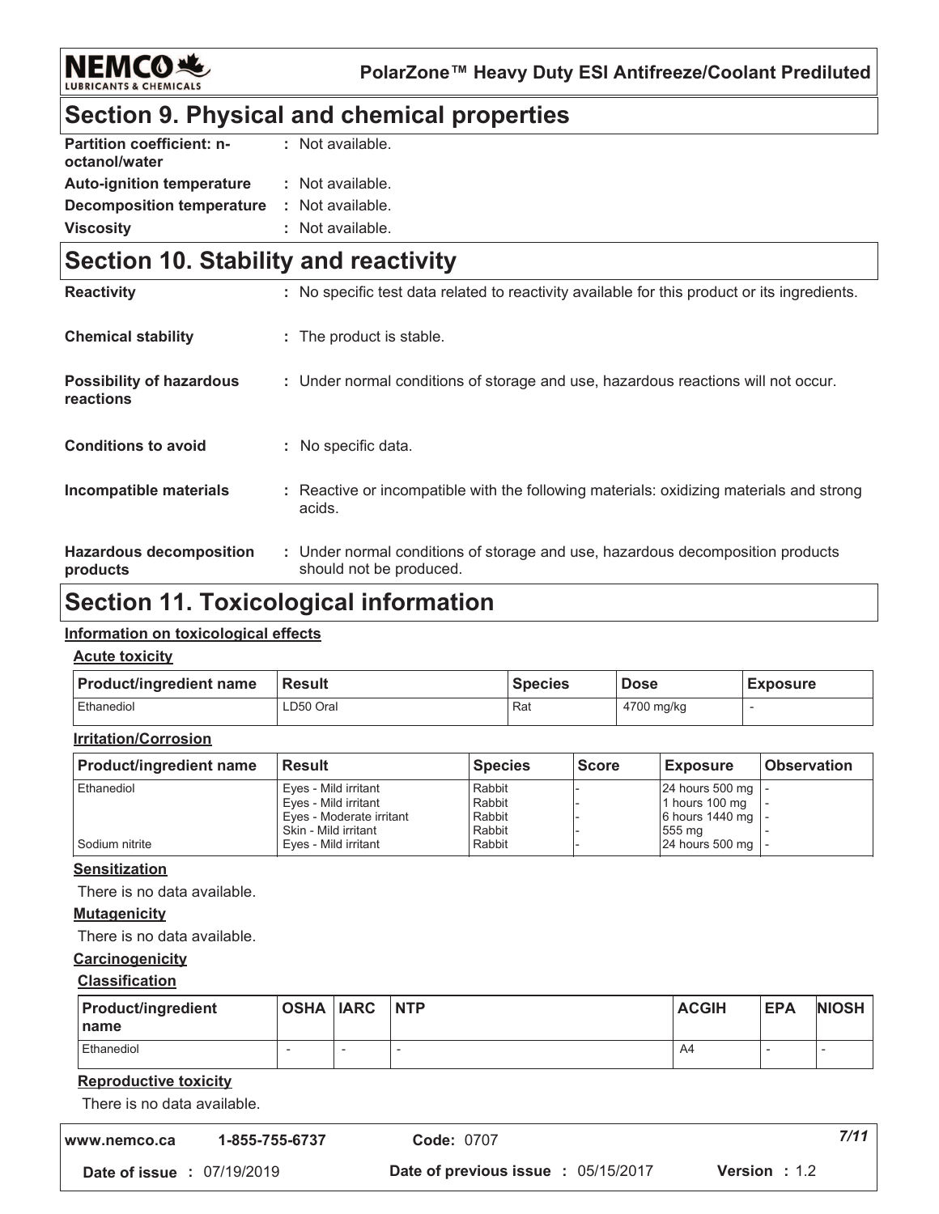## Section 9. Physical and chemical properties

| | |
|---|---|
| **Partition coefficient: n-octanol/water** | : Not available. |
| **Auto-ignition temperature** | : Not available. |
| **Decomposition temperature** | : Not available. |
| **Viscosity** | : Not available. |

## Section 10. Stability and reactivity

| | |
|---|---|
| **Reactivity** | : No specific test data related to reactivity available for this product or its ingredients. |
| **Chemical stability** | : The product is stable. |
| **Possibility of hazardous reactions** | : Under normal conditions of storage and use, hazardous reactions will not occur. |
| **Conditions to avoid** | : No specific data. |
| **Incompatible materials** | : Reactive or incompatible with the following materials: oxidizing materials and strong acids. |
| **Hazardous decomposition products** | : Under normal conditions of storage and use, hazardous decomposition products should not be produced. |

## Section 11. Toxicological information

**Information on toxicological effects**

**Acute toxicity**

| Product/ingredient name | Result | Species | Dose | Exposure |
|---|---|---|---|---|
| Ethanediol | LD50 Oral | Rat | 4700 mg/kg | - |

**Irritation/Corrosion**

| Product/ingredient name | Result | Species | Score | Exposure | Observation |
|---|---|---|---|---|---|
| Ethanediol | Eyes - Mild irritant | Rabbit | - | 24 hours 500 mg | - |
| | Eyes - Mild irritant | Rabbit | - | 1 hours 100 mg | - |
| | Eyes - Moderate irritant | Rabbit | - | 6 hours 1440 mg | - |
| | Skin - Mild irritant | Rabbit | - | 555 mg | - |
| Sodium nitrite | Eyes - Mild irritant | Rabbit | - | 24 hours 500 mg | - |

**Sensitization**

There is no data available.

**Mutagenicity**

There is no data available.

**Carcinogenicity**

**Classification**

| Product/ingredient name | OSHA | IARC | NTP | ACGIH | EPA | NIOSH |
|---|---|---|---|---|---|---|
| Ethanediol | - | - | - | A4 | - | - |

**Reproductive toxicity**

There is no data available.

| | | |
|---|---|---|
| www.nemco.ca | 1-855-755-6737 | **Code:** 0707 |
| **Date of issue :** 07/19/2019 | **Date of previous issue :** 05/15/2017 | **Version :** 1.2 |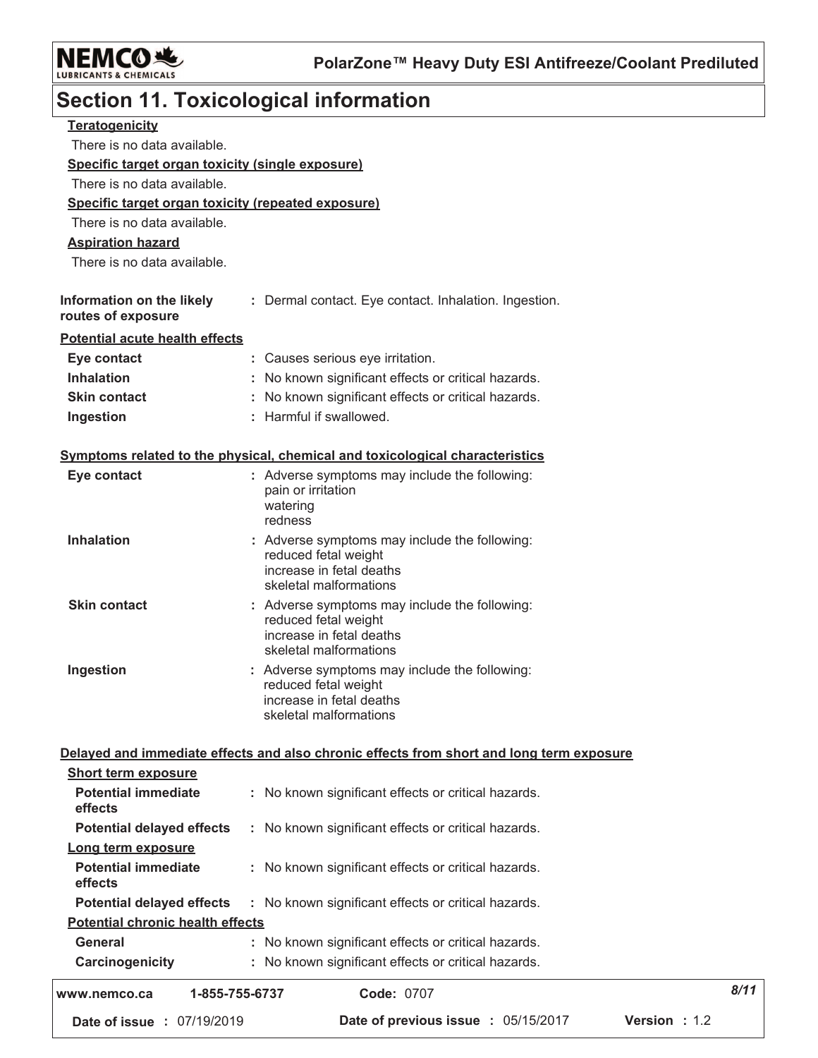## Section 11. Toxicological information

**Teratogenicity**

There is no data available.

**Specific target organ toxicity (single exposure)**

There is no data available.

**Specific target organ toxicity (repeated exposure)**

There is no data available.

**Aspiration hazard**

There is no data available.

| | |
|---|---|
| **Information on the likely routes of exposure** | : Dermal contact. Eye contact. Inhalation. Ingestion. |

**Potential acute health effects**

| | |
|---|---|
| **Eye contact** | : Causes serious eye irritation. |
| **Inhalation** | : No known significant effects or critical hazards. |
| **Skin contact** | : No known significant effects or critical hazards. |
| **Ingestion** | : Harmful if swallowed. |

**Symptoms related to the physical, chemical and toxicological characteristics**

| | |
|---|---|
| **Eye contact** | : Adverse symptoms may include the following:<br>pain or irritation<br>watering<br>redness |
| **Inhalation** | : Adverse symptoms may include the following:<br>reduced fetal weight<br>increase in fetal deaths<br>skeletal malformations |
| **Skin contact** | : Adverse symptoms may include the following:<br>reduced fetal weight<br>increase in fetal deaths<br>skeletal malformations |
| **Ingestion** | : Adverse symptoms may include the following:<br>reduced fetal weight<br>increase in fetal deaths<br>skeletal malformations |

**Delayed and immediate effects and also chronic effects from short and long term exposure**

**Short term exposure**

| | |
|---|---|
| **Potential immediate effects** | : No known significant effects or critical hazards. |
| **Potential delayed effects** | : No known significant effects or critical hazards. |

**Long term exposure**

| | |
|---|---|
| **Potential immediate effects** | : No known significant effects or critical hazards. |
| **Potential delayed effects** | : No known significant effects or critical hazards. |

**Potential chronic health effects**

| | |
|---|---|
| **General** | : No known significant effects or critical hazards. |
| **Carcinogenicity** | : No known significant effects or critical hazards. |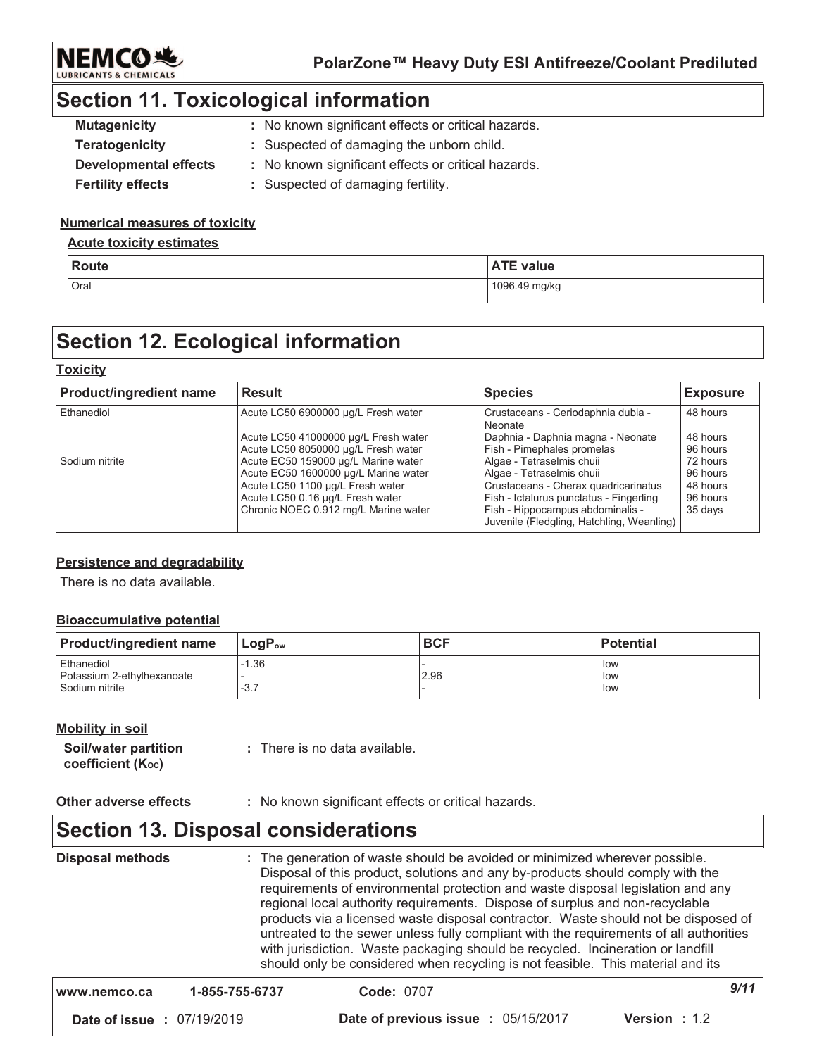## Section 11. Toxicological information

**Mutagenicity** : No known significant effects or critical hazards.

**Teratogenicity** : Suspected of damaging the unborn child.

**Developmental effects** : No known significant effects or critical hazards.

**Fertility effects** : Suspected of damaging fertility.

### Numerical measures of toxicity

**Acute toxicity estimates**

| Route | ATE value |
|---|---|
| Oral | 1096.49 mg/kg |

## Section 12. Ecological information

### Toxicity

| Product/ingredient name | Result | Species | Exposure |
|---|---|---|---|
| Ethanediol | Acute LC50 6900000 µg/L Fresh water | Crustaceans - Ceriodaphnia dubia - Neonate | 48 hours |
| | Acute LC50 41000000 µg/L Fresh water | Daphnia - Daphnia magna - Neonate | 48 hours |
| | Acute LC50 8050000 µg/L Fresh water | Fish - Pimephales promelas | 96 hours |
| Sodium nitrite | Acute EC50 159000 µg/L Marine water | Algae - Tetraselmis chuii | 72 hours |
| | Acute EC50 1600000 µg/L Marine water | Algae - Tetraselmis chuii | 96 hours |
| | Acute LC50 1100 µg/L Fresh water | Crustaceans - Cherax quadricarinatus | 48 hours |
| | Acute LC50 0.16 µg/L Fresh water | Fish - Ictalurus punctatus - Fingerling | 96 hours |
| | Chronic NOEC 0.912 mg/L Marine water | Fish - Hippocampus abdominalis - Juvenile (Fledgling, Hatchling, Weanling) | 35 days |

### Persistence and degradability

There is no data available.

### Bioaccumulative potential

| Product/ingredient name | $LogP_{ow}$ | BCF | Potential |
|---|---|---|---|
| Ethanediol | -1.36 | - | low |
| Potassium 2-ethylhexanoate | - | 2.96 | low |
| Sodium nitrite | -3.7 | - | low |

### Mobility in soil

**Soil/water partition coefficient ($K_{OC}$)** : There is no data available.

**Other adverse effects** : No known significant effects or critical hazards.

## Section 13. Disposal considerations

**Disposal methods** : The generation of waste should be avoided or minimized wherever possible. Disposal of this product, solutions and any by-products should comply with the requirements of environmental protection and waste disposal legislation and any regional local authority requirements. Dispose of surplus and non-recyclable products via a licensed waste disposal contractor. Waste should not be disposed of untreated to the sewer unless fully compliant with the requirements of all authorities with jurisdiction. Waste packaging should be recycled. Incineration or landfill should only be considered when recycling is not feasible. This material and its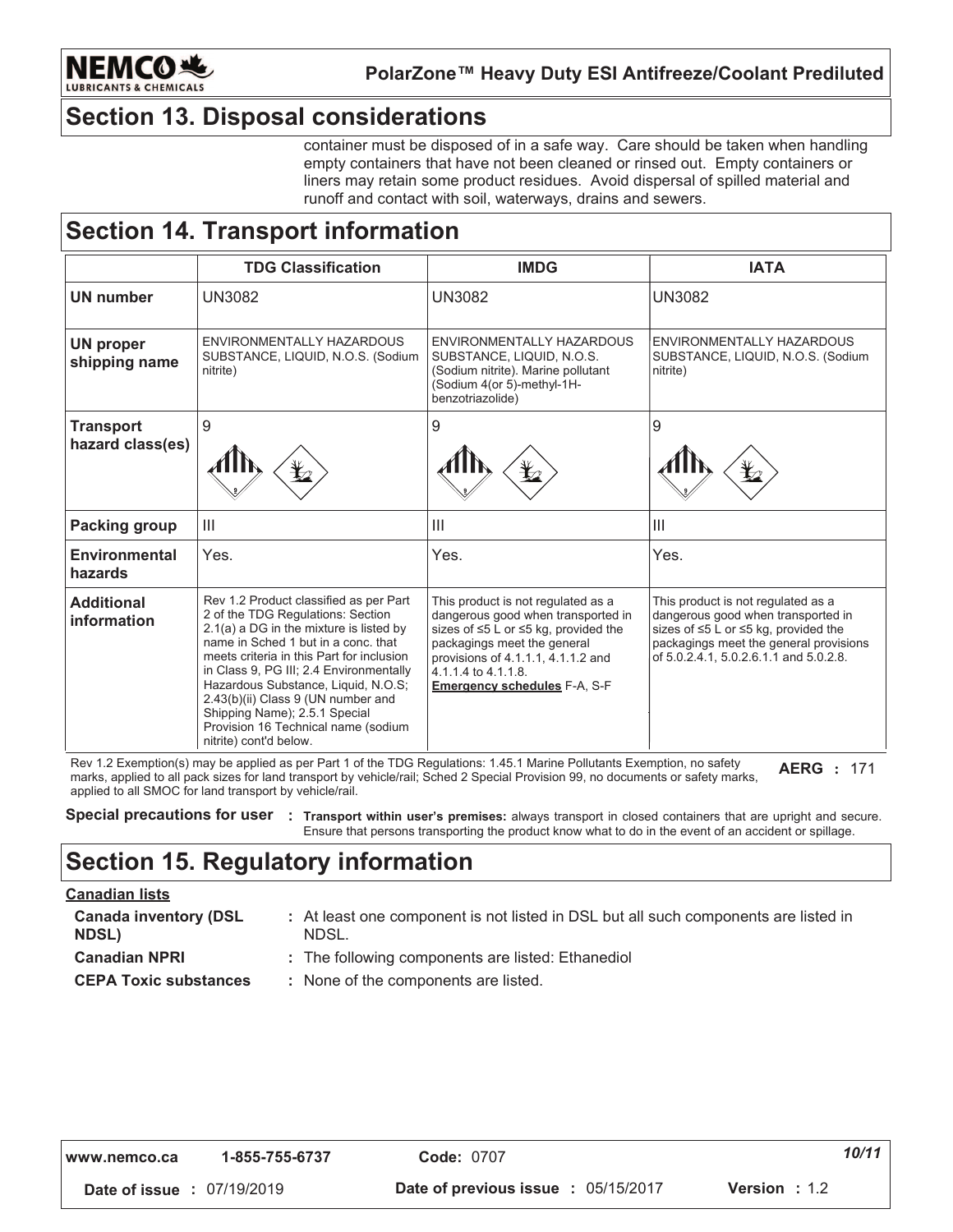## Section 13. Disposal considerations

container must be disposed of in a safe way. Care should be taken when handling empty containers that have not been cleaned or rinsed out. Empty containers or liners may retain some product residues. Avoid dispersal of spilled material and runoff and contact with soil, waterways, drains and sewers.

## Section 14. Transport information

| | TDG Classification | IMDG | IATA |
|---|---|---|---|
| **UN number** | UN3082 | UN3082 | UN3082 |
| **UN proper shipping name** | ENVIRONMENTALLY HAZARDOUS SUBSTANCE, LIQUID, N.O.S. (Sodium nitrite) | ENVIRONMENTALLY HAZARDOUS SUBSTANCE, LIQUID, N.O.S. (Sodium nitrite). Marine pollutant (Sodium 4(or 5)-methyl-1H-benzotriazolide) | ENVIRONMENTALLY HAZARDOUS SUBSTANCE, LIQUID, N.O.S. (Sodium nitrite) |
| **Transport hazard class(es)** | 9 | 9 | 9 |
| **Packing group** | III | III | III |
| **Environmental hazards** | Yes. | Yes. | Yes. |
| **Additional information** | Rev 1.2 Product classified as per Part 2 of the TDG Regulations: Section 2.1(a) a DG in the mixture is listed by name in Sched 1 but in a conc. that meets criteria in this Part for inclusion in Class 9, PG III; 2.4 Environmentally Hazardous Substance, Liquid, N.O.S; 2.43(b)(ii) Class 9 (UN number and Shipping Name); 2.5.1 Special Provision 16 Technical name (sodium nitrite) cont'd below. | This product is not regulated as a dangerous good when transported in sizes of ≤5 L or ≤5 kg, provided the packagings meet the general provisions of 4.1.1.1, 4.1.1.2 and 4.1.1.4 to 4.1.1.8. **Emergency schedules** F-A, S-F | This product is not regulated as a dangerous good when transported in sizes of ≤5 L or ≤5 kg, provided the packagings meet the general provisions of 5.0.2.4.1, 5.0.2.6.1.1 and 5.0.2.8. |

Rev 1.2 Exemption(s) may be applied as per Part 1 of the TDG Regulations: 1.45.1 Marine Pollutants Exemption, no safety marks, applied to all pack sizes for land transport by vehicle/rail; Sched 2 Special Provision 99, no documents or safety marks, applied to all SMOC for land transport by vehicle/rail.

**AERG :** 171

**Special precautions for user :** **Transport within user's premises:** always transport in closed containers that are upright and secure. Ensure that persons transporting the product know what to do in the event of an accident or spillage.

## Section 15. Regulatory information

**Canadian lists**

**Canada inventory (DSL NDSL)** : At least one component is not listed in DSL but all such components are listed in NDSL.

**Canadian NPRI** : The following components are listed: Ethanediol

**CEPA Toxic substances** : None of the components are listed.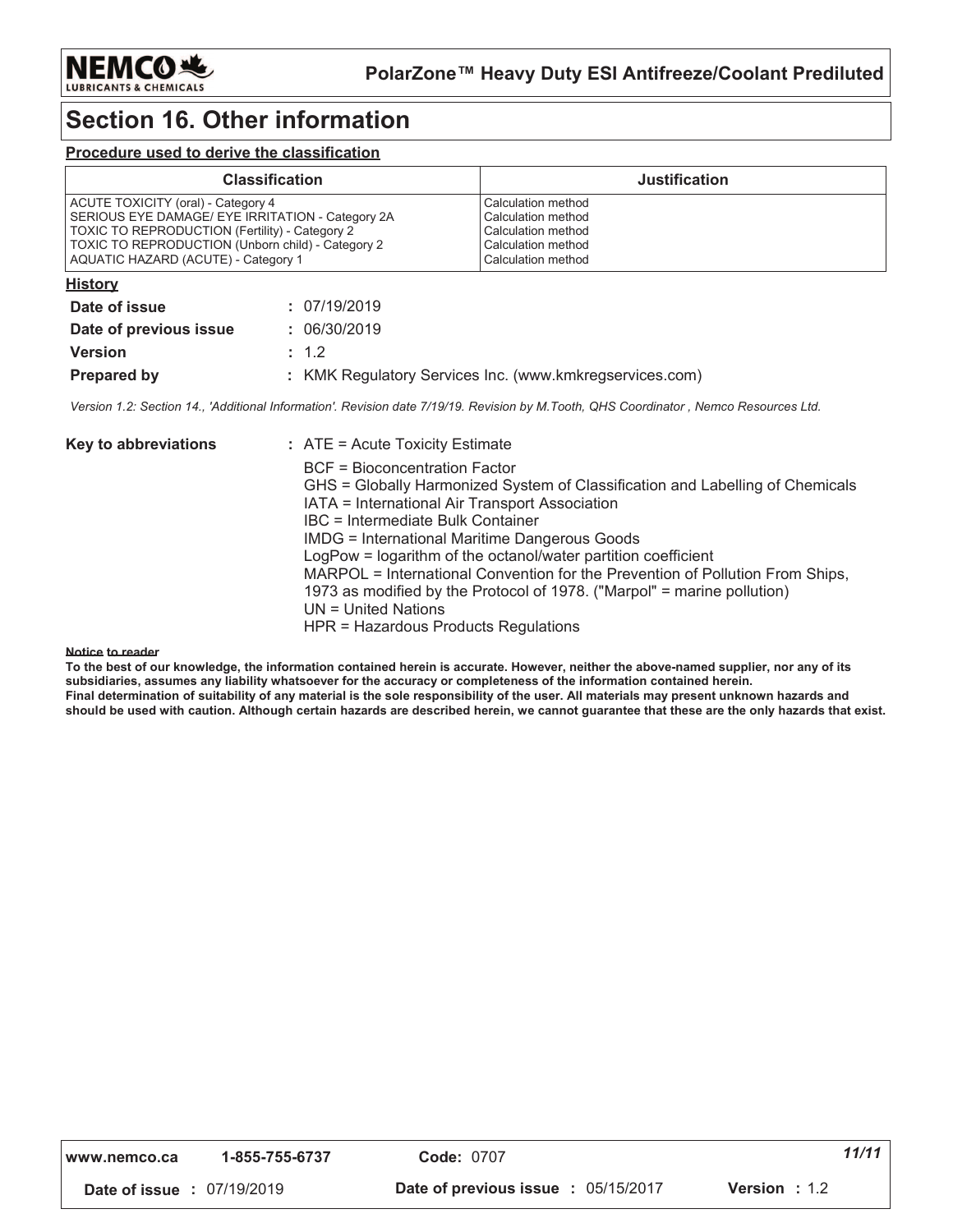# Section 16. Other information

**Procedure used to derive the classification**

| Classification | Justification |
|---|---|
| ACUTE TOXICITY (oral) - Category 4 | Calculation method |
| SERIOUS EYE DAMAGE/ EYE IRRITATION - Category 2A | Calculation method |
| TOXIC TO REPRODUCTION (Fertility) - Category 2 | Calculation method |
| TOXIC TO REPRODUCTION (Unborn child) - Category 2 | Calculation method |
| AQUATIC HAZARD (ACUTE) - Category 1 | Calculation method |

**History**

**Date of issue** : 07/19/2019

**Date of previous issue** : 06/30/2019

**Version** : 1.2

**Prepared by** : KMK Regulatory Services Inc. (www.kmkregservices.com)

*Version 1.2: Section 14., 'Additional Information'. Revision date 7/19/19. Revision by M.Tooth, QHS Coordinator , Nemco Resources Ltd.*

**Key to abbreviations** : ATE = Acute Toxicity Estimate
BCF = Bioconcentration Factor
GHS = Globally Harmonized System of Classification and Labelling of Chemicals
IATA = International Air Transport Association
IBC = Intermediate Bulk Container
IMDG = International Maritime Dangerous Goods
LogPow = logarithm of the octanol/water partition coefficient
MARPOL = International Convention for the Prevention of Pollution From Ships, 1973 as modified by the Protocol of 1978. ("Marpol" = marine pollution)
UN = United Nations
HPR = Hazardous Products Regulations

**Notice to reader**

**To the best of our knowledge, the information contained herein is accurate. However, neither the above-named supplier, nor any of its subsidiaries, assumes any liability whatsoever for the accuracy or completeness of the information contained herein. Final determination of suitability of any material is the sole responsibility of the user. All materials may present unknown hazards and should be used with caution. Although certain hazards are described herein, we cannot guarantee that these are the only hazards that exist.**